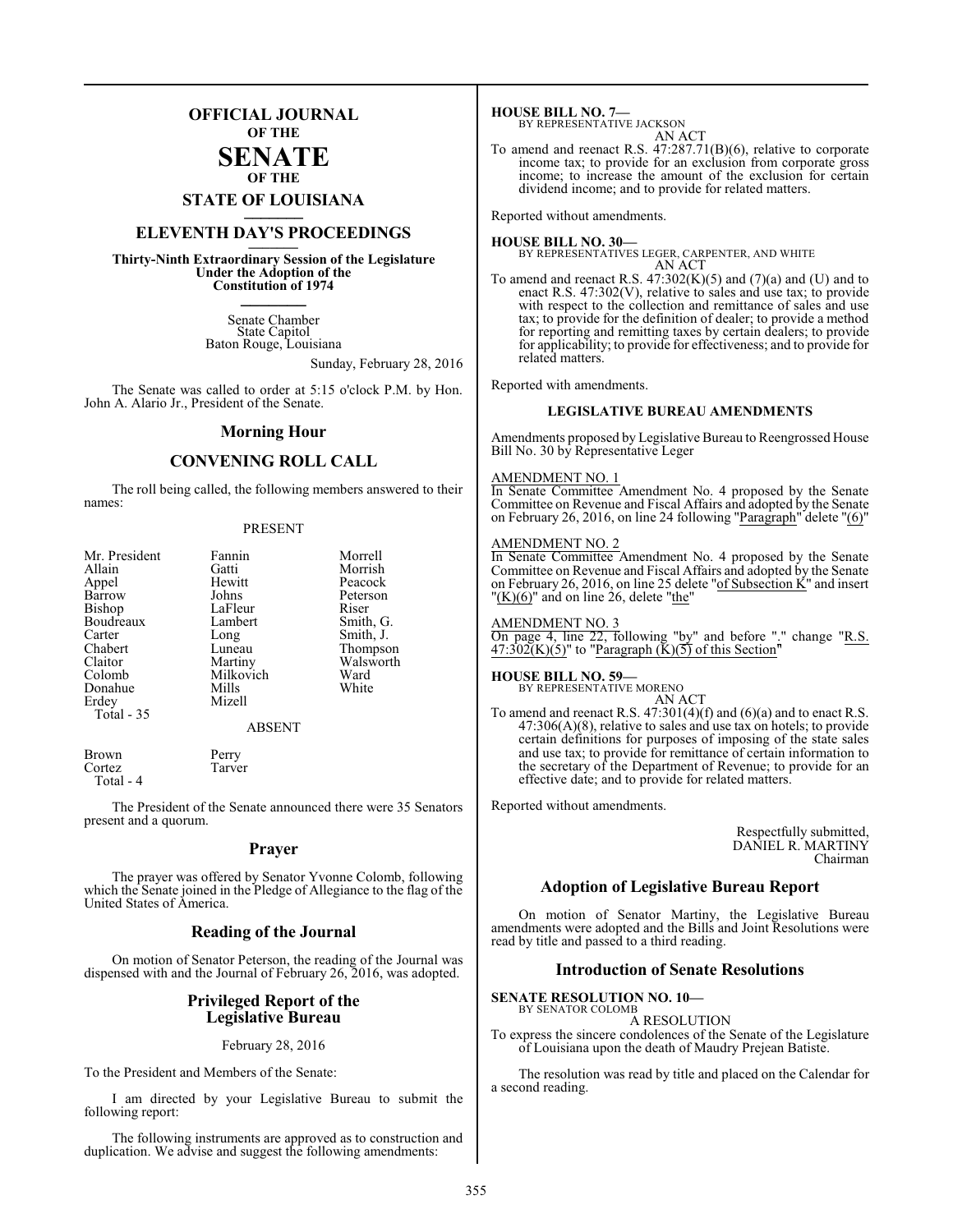# OFFICIAL JOURNAL OF THE SENATE OF THE STATE OF LOUISIANA

## ELEVENTH DAY'S PROCEEDINGS

**Thirty-Ninth Extraordinary Session of the Legislature Under the Adoption of the Constitution of 1974**

Senate Chamber
State Capitol
Baton Rouge, Louisiana

Sunday, February 28, 2016

The Senate was called to order at 5:15 o'clock P.M. by Hon. John A. Alario Jr., President of the Senate.

## Morning Hour

## CONVENING ROLL CALL

The roll being called, the following members answered to their names:

PRESENT

| | | |
|---|---|---|
| Mr. President | Fannin | Morrell |
| Allain | Gatti | Morrish |
| Appel | Hewitt | Peacock |
| Barrow | Johns | Peterson |
| Bishop | LaFleur | Riser |
| Boudreaux | Lambert | Smith, G. |
| Carter | Long | Smith, J. |
| Chabert | Luneau | Thompson |
| Claitor | Martiny | Walsworth |
| Colomb | Milkovich | Ward |
| Donahue | Mills | White |
| Erdey | Mizell | |

Total - 35

ABSENT

| | |
|---|---|
| Brown | Perry |
| Cortez | Tarver |

Total - 4

The President of the Senate announced there were 35 Senators present and a quorum.

## Prayer

The prayer was offered by Senator Yvonne Colomb, following which the Senate joined in the Pledge of Allegiance to the flag of the United States of America.

## Reading of the Journal

On motion of Senator Peterson, the reading of the Journal was dispensed with and the Journal of February 26, 2016, was adopted.

## Privileged Report of the Legislative Bureau

February 28, 2016

To the President and Members of the Senate:

I am directed by your Legislative Bureau to submit the following report:

The following instruments are approved as to construction and duplication. We advise and suggest the following amendments:

**HOUSE BILL NO. 7—**
BY REPRESENTATIVE JACKSON
AN ACT

To amend and reenact R.S. 47:287.71(B)(6), relative to corporate income tax; to provide for an exclusion from corporate gross income; to increase the amount of the exclusion for certain dividend income; and to provide for related matters.

Reported without amendments.

**HOUSE BILL NO. 30—**
BY REPRESENTATIVES LEGER, CARPENTER, AND WHITE
AN ACT

To amend and reenact R.S. 47:302(K)(5) and (7)(a) and (U) and to enact R.S. 47:302(V), relative to sales and use tax; to provide with respect to the collection and remittance of sales and use tax; to provide for the definition of dealer; to provide a method for reporting and remitting taxes by certain dealers; to provide for applicability; to provide for effectiveness; and to provide for related matters.

Reported with amendments.

### LEGISLATIVE BUREAU AMENDMENTS

Amendments proposed by Legislative Bureau to Reengrossed House Bill No. 30 by Representative Leger

AMENDMENT NO. 1

In Senate Committee Amendment No. 4 proposed by the Senate Committee on Revenue and Fiscal Affairs and adopted by the Senate on February 26, 2016, on line 24 following "Paragraph" delete "(6)"

AMENDMENT NO. 2

In Senate Committee Amendment No. 4 proposed by the Senate Committee on Revenue and Fiscal Affairs and adopted by the Senate on February 26, 2016, on line 25 delete "of Subsection K" and insert "(K)(6)" and on line 26, delete "the"

AMENDMENT NO. 3

On page 4, line 22, following "by" and before "." change "R.S. 47:302(K)(5)" to "Paragraph (K)(5) of this Section"

**HOUSE BILL NO. 59—**
BY REPRESENTATIVE MORENO
AN ACT

To amend and reenact R.S. 47:301(4)(f) and (6)(a) and to enact R.S. 47:306(A)(8), relative to sales and use tax on hotels; to provide certain definitions for purposes of imposing of the state sales and use tax; to provide for remittance of certain information to the secretary of the Department of Revenue; to provide for an effective date; and to provide for related matters.

Reported without amendments.

Respectfully submitted,
DANIEL R. MARTINY
Chairman

## Adoption of Legislative Bureau Report

On motion of Senator Martiny, the Legislative Bureau amendments were adopted and the Bills and Joint Resolutions were read by title and passed to a third reading.

## Introduction of Senate Resolutions

**SENATE RESOLUTION NO. 10—**
BY SENATOR COLOMB
A RESOLUTION

To express the sincere condolences of the Senate of the Legislature of Louisiana upon the death of Maudry Prejean Batiste.

The resolution was read by title and placed on the Calendar for a second reading.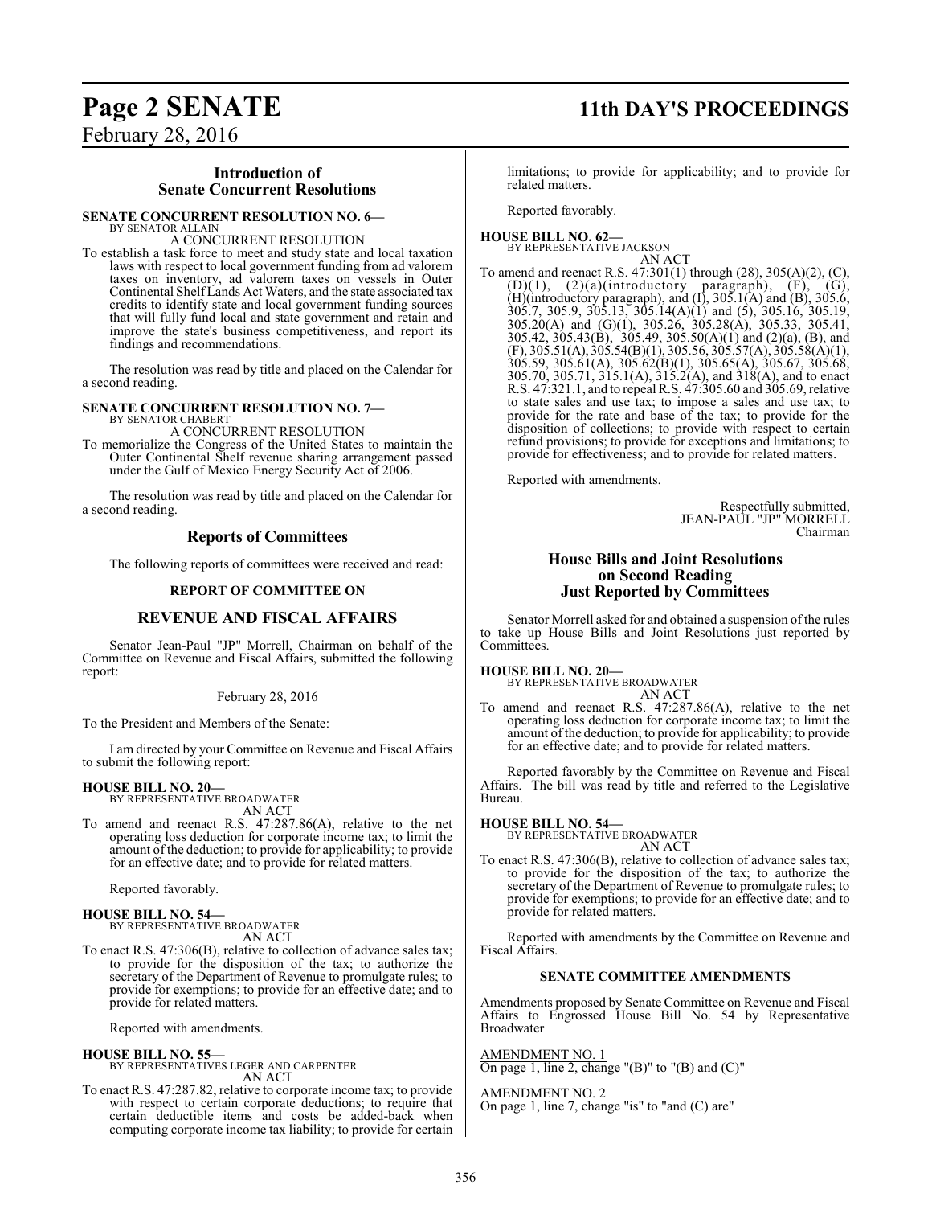## Introduction of Senate Concurrent Resolutions

**SENATE CONCURRENT RESOLUTION NO. 6—**
BY SENATOR ALLAIN

A CONCURRENT RESOLUTION

To establish a task force to meet and study state and local taxation laws with respect to local government funding from ad valorem taxes on inventory, ad valorem taxes on vessels in Outer Continental Shelf Lands Act Waters, and the state associated tax credits to identify state and local government funding sources that will fully fund local and state government and retain and improve the state's business competitiveness, and report its findings and recommendations.

The resolution was read by title and placed on the Calendar for a second reading.

**SENATE CONCURRENT RESOLUTION NO. 7—**
BY SENATOR CHABERT

A CONCURRENT RESOLUTION

To memorialize the Congress of the United States to maintain the Outer Continental Shelf revenue sharing arrangement passed under the Gulf of Mexico Energy Security Act of 2006.

The resolution was read by title and placed on the Calendar for a second reading.

## Reports of Committees

The following reports of committees were received and read:

### REPORT OF COMMITTEE ON

## REVENUE AND FISCAL AFFAIRS

Senator Jean-Paul "JP" Morrell, Chairman on behalf of the Committee on Revenue and Fiscal Affairs, submitted the following report:

February 28, 2016

To the President and Members of the Senate:

I am directed by your Committee on Revenue and Fiscal Affairs to submit the following report:

**HOUSE BILL NO. 20—**
BY REPRESENTATIVE BROADWATER

AN ACT

To amend and reenact R.S. 47:287.86(A), relative to the net operating loss deduction for corporate income tax; to limit the amount of the deduction; to provide for applicability; to provide for an effective date; and to provide for related matters.

Reported favorably.

**HOUSE BILL NO. 54—**
BY REPRESENTATIVE BROADWATER

AN ACT

To enact R.S. 47:306(B), relative to collection of advance sales tax; to provide for the disposition of the tax; to authorize the secretary of the Department of Revenue to promulgate rules; to provide for exemptions; to provide for an effective date; and to provide for related matters.

Reported with amendments.

**HOUSE BILL NO. 55—**
BY REPRESENTATIVES LEGER AND CARPENTER

AN ACT

To enact R.S. 47:287.82, relative to corporate income tax; to provide with respect to certain corporate deductions; to require that certain deductible items and costs be added-back when computing corporate income tax liability; to provide for certain limitations; to provide for applicability; and to provide for related matters.

Reported favorably.

**HOUSE BILL NO. 62—**
BY REPRESENTATIVE JACKSON

AN ACT

To amend and reenact R.S. 47:301(1) through (28), 305(A)(2), (C), (D)(1), (2)(a)(introductory paragraph), (F), (G), (H)(introductory paragraph), and (I), 305.1(A) and (B), 305.6, 305.7, 305.9, 305.13, 305.14(A)(1) and (5), 305.16, 305.19, 305.20(A) and (G)(1), 305.26, 305.28(A), 305.33, 305.41, 305.42, 305.43(B), 305.49, 305.50(A)(1) and (2)(a), (B), and (F), 305.51(A), 305.54(B)(1), 305.56, 305.57(A), 305.58(A)(1), 305.59, 305.61(A), 305.62(B)(1), 305.65(A), 305.67, 305.68, 305.70, 305.71, 315.1(A), 315.2(A), and 318(A), and to enact R.S. 47:321.1, and to repeal R.S. 47:305.60 and 305.69, relative to state sales and use tax; to impose a sales and use tax; to provide for the rate and base of the tax; to provide for the disposition of collections; to provide with respect to certain refund provisions; to provide for exceptions and limitations; to provide for effectiveness; and to provide for related matters.

Reported with amendments.

Respectfully submitted,
JEAN-PAUL "JP" MORRELL
Chairman

## House Bills and Joint Resolutions on Second Reading Just Reported by Committees

Senator Morrell asked for and obtained a suspension of the rules to take up House Bills and Joint Resolutions just reported by Committees.

**HOUSE BILL NO. 20—**
BY REPRESENTATIVE BROADWATER

AN ACT

To amend and reenact R.S. 47:287.86(A), relative to the net operating loss deduction for corporate income tax; to limit the amount of the deduction; to provide for applicability; to provide for an effective date; and to provide for related matters.

Reported favorably by the Committee on Revenue and Fiscal Affairs. The bill was read by title and referred to the Legislative Bureau.

**HOUSE BILL NO. 54—**
BY REPRESENTATIVE BROADWATER

AN ACT

To enact R.S. 47:306(B), relative to collection of advance sales tax; to provide for the disposition of the tax; to authorize the secretary of the Department of Revenue to promulgate rules; to provide for exemptions; to provide for an effective date; and to provide for related matters.

Reported with amendments by the Committee on Revenue and Fiscal Affairs.

### SENATE COMMITTEE AMENDMENTS

Amendments proposed by Senate Committee on Revenue and Fiscal Affairs to Engrossed House Bill No. 54 by Representative Broadwater

AMENDMENT NO. 1
On page 1, line 2, change "(B)" to "(B) and (C)"

AMENDMENT NO. 2
On page 1, line 7, change "is" to "and (C) are"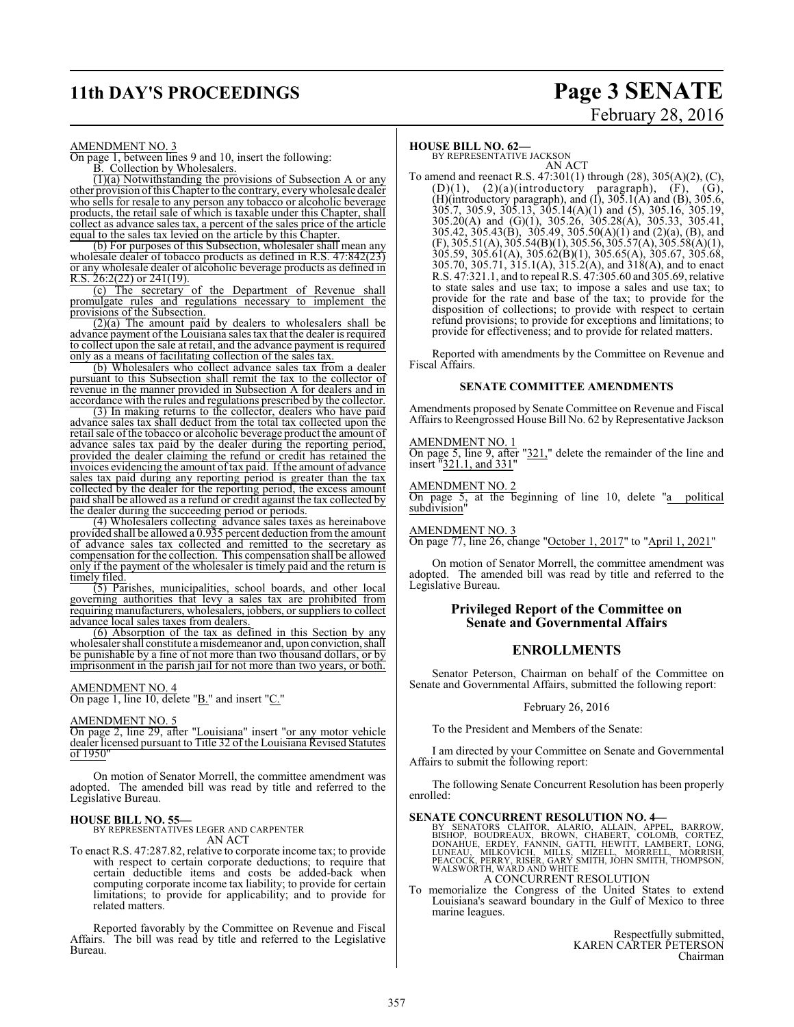AMENDMENT NO. 3

On page 1, between lines 9 and 10, insert the following:

B. Collection by Wholesalers.

(1)(a) Notwithstanding the provisions of Subsection A or any other provision of this Chapter to the contrary, every wholesale dealer who sells for resale to any person any tobacco or alcoholic beverage products, the retail sale of which is taxable under this Chapter, shall collect as advance sales tax, a percent of the sales price of the article equal to the sales tax levied on the article by this Chapter.

(b) For purposes of this Subsection, wholesaler shall mean any wholesale dealer of tobacco products as defined in R.S. 47:842(23) or any wholesale dealer of alcoholic beverage products as defined in R.S. 26:2(22) or 241(19).

(c) The secretary of the Department of Revenue shall promulgate rules and regulations necessary to implement the provisions of the Subsection.

(2)(a) The amount paid by dealers to wholesalers shall be advance payment of the Louisiana sales tax that the dealer is required to collect upon the sale at retail, and the advance payment is required only as a means of facilitating collection of the sales tax.

(b) Wholesalers who collect advance sales tax from a dealer pursuant to this Subsection shall remit the tax to the collector of revenue in the manner provided in Subsection A for dealers and in accordance with the rules and regulations prescribed by the collector.

(3) In making returns to the collector, dealers who have paid advance sales tax shall deduct from the total tax collected upon the retail sale of the tobacco or alcoholic beverage product the amount of advance sales tax paid by the dealer during the reporting period, provided the dealer claiming the refund or credit has retained the invoices evidencing the amount of tax paid. If the amount of advance sales tax paid during any reporting period is greater than the tax collected by the dealer for the reporting period, the excess amount paid shall be allowed as a refund or credit against the tax collected by the dealer during the succeeding period or periods.

(4) Wholesalers collecting advance sales taxes as hereinabove provided shall be allowed a 0.935 percent deduction from the amount of advance sales tax collected and remitted to the secretary as compensation for the collection. This compensation shall be allowed only if the payment of the wholesaler is timely paid and the return is timely filed.

(5) Parishes, municipalities, school boards, and other local governing authorities that levy a sales tax are prohibited from requiring manufacturers, wholesalers, jobbers, or suppliers to collect advance local sales taxes from dealers.

(6) Absorption of the tax as defined in this Section by any wholesaler shall constitute a misdemeanor and, upon conviction, shall be punishable by a fine of not more than two thousand dollars, or by imprisonment in the parish jail for not more than two years, or both.

AMENDMENT NO. 4

On page 1, line 10, delete "B." and insert "C."

AMENDMENT NO. 5

On page 2, line 29, after "Louisiana" insert "or any motor vehicle dealer licensed pursuant to Title 32 of the Louisiana Revised Statutes of 1950"

On motion of Senator Morrell, the committee amendment was adopted. The amended bill was read by title and referred to the Legislative Bureau.

**HOUSE BILL NO. 55—**
BY REPRESENTATIVES LEGER AND CARPENTER
AN ACT

To enact R.S. 47:287.82, relative to corporate income tax; to provide with respect to certain corporate deductions; to require that certain deductible items and costs be added-back when computing corporate income tax liability; to provide for certain limitations; to provide for applicability; and to provide for related matters.

Reported favorably by the Committee on Revenue and Fiscal Affairs. The bill was read by title and referred to the Legislative Bureau.

**HOUSE BILL NO. 62—**
BY REPRESENTATIVE JACKSON
AN ACT

To amend and reenact R.S. 47:301(1) through (28), 305(A)(2), (C), (D)(1), (2)(a)(introductory paragraph), (F), (G), (H)(introductory paragraph), and (I), 305.1(A) and (B), 305.6, 305.7, 305.9, 305.13, 305.14(A)(1) and (5), 305.16, 305.19, 305.20(A) and (G)(1), 305.26, 305.28(A), 305.33, 305.41, 305.42, 305.43(B), 305.49, 305.50(A)(1) and (2)(a), (B), and (F), 305.51(A), 305.54(B)(1), 305.56, 305.57(A), 305.58(A)(1), 305.59, 305.61(A), 305.62(B)(1), 305.65(A), 305.67, 305.68, 305.70, 305.71, 315.1(A), 315.2(A), and 318(A), and to enact R.S. 47:321.1, and to repeal R.S. 47:305.60 and 305.69, relative to state sales and use tax; to impose a sales and use tax; to provide for the rate and base of the tax; to provide for the disposition of collections; to provide with respect to certain refund provisions; to provide for exceptions and limitations; to provide for effectiveness; and to provide for related matters.

Reported with amendments by the Committee on Revenue and Fiscal Affairs.

### SENATE COMMITTEE AMENDMENTS

Amendments proposed by Senate Committee on Revenue and Fiscal Affairs to Reengrossed House Bill No. 62 by Representative Jackson

AMENDMENT NO. 1

On page 5, line 9, after "321," delete the remainder of the line and insert "321.1, and 331"

AMENDMENT NO. 2

On page 5, at the beginning of line 10, delete "a political subdivision"

AMENDMENT NO. 3

On page 77, line 26, change "October 1, 2017" to "April 1, 2021"

On motion of Senator Morrell, the committee amendment was adopted. The amended bill was read by title and referred to the Legislative Bureau.

## Privileged Report of the Committee on Senate and Governmental Affairs

## ENROLLMENTS

Senator Peterson, Chairman on behalf of the Committee on Senate and Governmental Affairs, submitted the following report:

February 26, 2016

To the President and Members of the Senate:

I am directed by your Committee on Senate and Governmental Affairs to submit the following report:

The following Senate Concurrent Resolution has been properly enrolled:

**SENATE CONCURRENT RESOLUTION NO. 4—**
BY SENATORS CLAITOR, ALARIO, ALLAIN, APPEL, BARROW, BISHOP, BOUDREAUX, BROWN, CHABERT, COLOMB, CORTEZ, DONAHUE, ERDEY, FANNIN, GATTI, HEWITT, LAMBERT, LONG, LUNEAU, MILKOVICH, MILLS, MIZELL, MORRELL, MORRISH, PEACOCK, PERRY, RISER, GARY SMITH, JOHN SMITH, THOMPSON, WALSWORTH, WARD AND WHITE
A CONCURRENT RESOLUTION

To memorialize the Congress of the United States to extend Louisiana's seaward boundary in the Gulf of Mexico to three marine leagues.

Respectfully submitted,
KAREN CARTER PETERSON
Chairman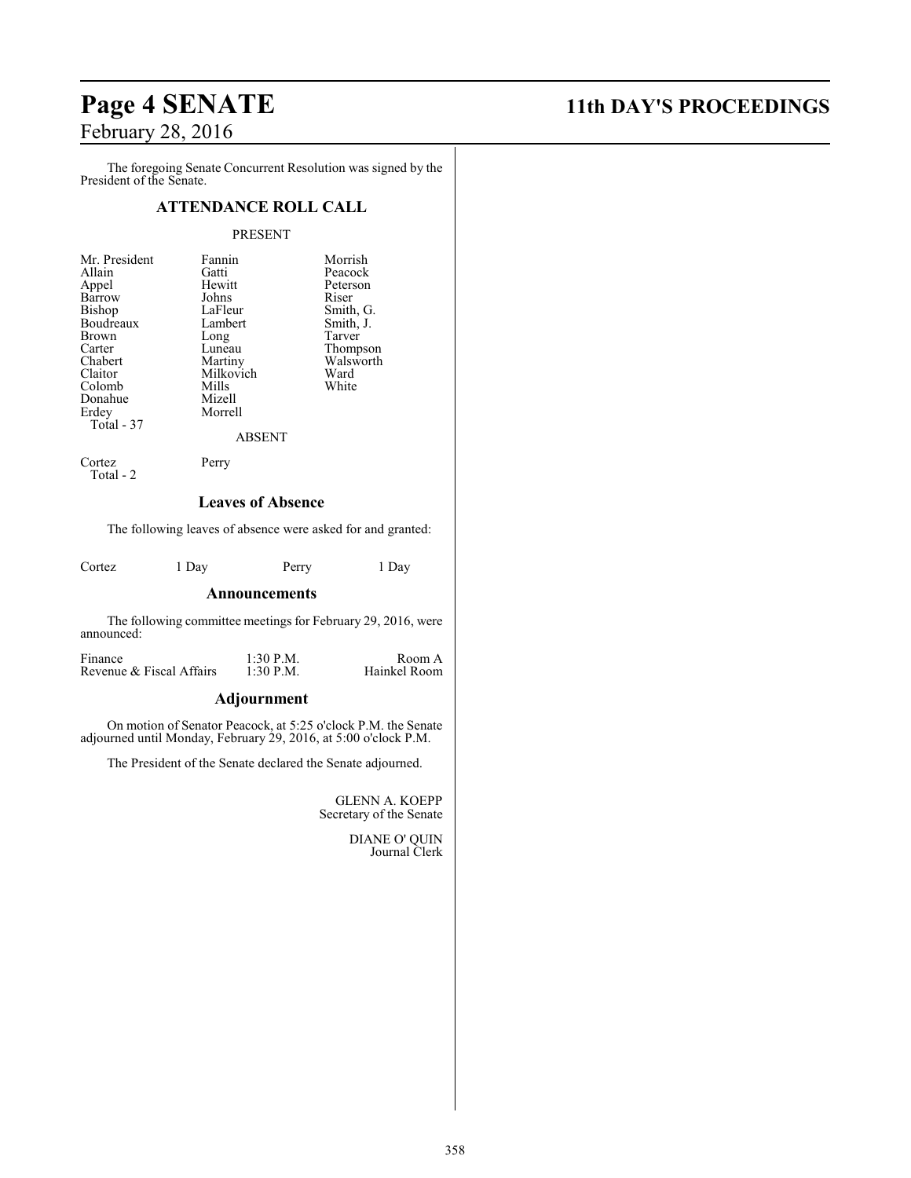The foregoing Senate Concurrent Resolution was signed by the President of the Senate.

## ATTENDANCE ROLL CALL

PRESENT

| | | |
|---|---|---|
| Mr. President | Fannin | Morrish |
| Allain | Gatti | Peacock |
| Appel | Hewitt | Peterson |
| Barrow | Johns | Riser |
| Bishop | LaFleur | Smith, G. |
| Boudreaux | Lambert | Smith, J. |
| Brown | Long | Tarver |
| Carter | Luneau | Thompson |
| Chabert | Martiny | Walsworth |
| Claitor | Milkovich | Ward |
| Colomb | Mills | White |
| Donahue | Mizell | |
| Erdey | Morrell | |

Total - 37

ABSENT

| | |
|---|---|
| Cortez | Perry |

Total - 2

## Leaves of Absence

The following leaves of absence were asked for and granted:

| | | | |
|---|---|---|---|
| Cortez | 1 Day | Perry | 1 Day |

## Announcements

The following committee meetings for February 29, 2016, were announced:

| | | |
|---|---|---|
| Finance | 1:30 P.M. | Room A |
| Revenue & Fiscal Affairs | 1:30 P.M. | Hainkel Room |

## Adjournment

On motion of Senator Peacock, at 5:25 o'clock P.M. the Senate adjourned until Monday, February 29, 2016, at 5:00 o'clock P.M.

The President of the Senate declared the Senate adjourned.

GLENN A. KOEPP
Secretary of the Senate

DIANE O' QUIN
Journal Clerk